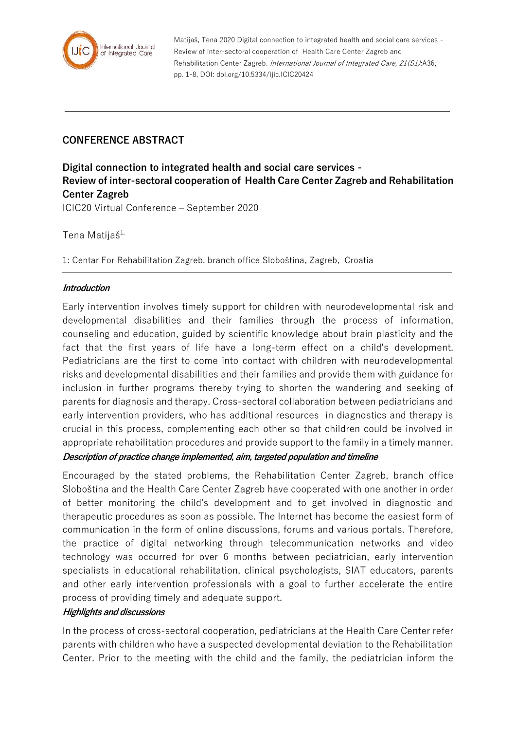Matijaš, Tena 2020 Digital connection to integrated health and social care services - Review of inter-sectoral cooperation of Health Care Center Zagreb and Rehabilitation Center Zagreb. *International Journal of Integrated Care, 21(S1)*:A36, pp. 1-8, DOI: doi.org/10.5334/ijic.ICIC20424

---

## CONFERENCE ABSTRACT

# Digital connection to integrated health and social care services - Review of inter-sectoral cooperation of Health Care Center Zagreb and Rehabilitation Center Zagreb

ICIC20 Virtual Conference – September 2020

Tena Matijaš[1,]

1: Centar For Rehabilitation Zagreb, branch office Sloboština, Zagreb, Croatia

---

### *Introduction*

Early intervention involves timely support for children with neurodevelopmental risk and developmental disabilities and their families through the process of information, counseling and education, guided by scientific knowledge about brain plasticity and the fact that the first years of life have a long-term effect on a child's development. Pediatricians are the first to come into contact with children with neurodevelopmental risks and developmental disabilities and their families and provide them with guidance for inclusion in further programs thereby trying to shorten the wandering and seeking of parents for diagnosis and therapy. Cross-sectoral collaboration between pediatricians and early intervention providers, who has additional resources in diagnostics and therapy is crucial in this process, complementing each other so that children could be involved in appropriate rehabilitation procedures and provide support to the family in a timely manner.

### *Description of practice change implemented, aim, targeted population and timeline*

Encouraged by the stated problems, the Rehabilitation Center Zagreb, branch office Sloboština and the Health Care Center Zagreb have cooperated with one another in order of better monitoring the child's development and to get involved in diagnostic and therapeutic procedures as soon as possible. The Internet has become the easiest form of communication in the form of online discussions, forums and various portals. Therefore, the practice of digital networking through telecommunication networks and video technology was occurred for over 6 months between pediatrician, early intervention specialists in educational rehabilitation, clinical psychologists, SIAT educators, parents and other early intervention professionals with a goal to further accelerate the entire process of providing timely and adequate support.

### *Highlights and discussions*

In the process of cross-sectoral cooperation, pediatricians at the Health Care Center refer parents with children who have a suspected developmental deviation to the Rehabilitation Center. Prior to the meeting with the child and the family, the pediatrician inform the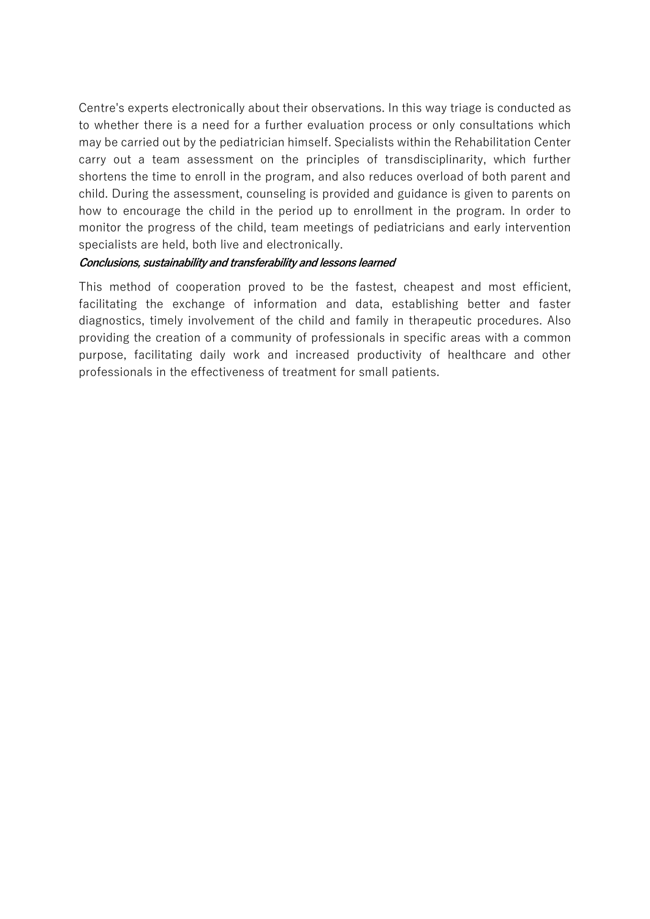Centre's experts electronically about their observations. In this way triage is conducted as to whether there is a need for a further evaluation process or only consultations which may be carried out by the pediatrician himself. Specialists within the Rehabilitation Center carry out a team assessment on the principles of transdisciplinarity, which further shortens the time to enroll in the program, and also reduces overload of both parent and child. During the assessment, counseling is provided and guidance is given to parents on how to encourage the child in the period up to enrollment in the program. In order to monitor the progress of the child, team meetings of pediatricians and early intervention specialists are held, both live and electronically.

***Conclusions, sustainability and transferability and lessons learned***

This method of cooperation proved to be the fastest, cheapest and most efficient, facilitating the exchange of information and data, establishing better and faster diagnostics, timely involvement of the child and family in therapeutic procedures. Also providing the creation of a community of professionals in specific areas with a common purpose, facilitating daily work and increased productivity of healthcare and other professionals in the effectiveness of treatment for small patients.